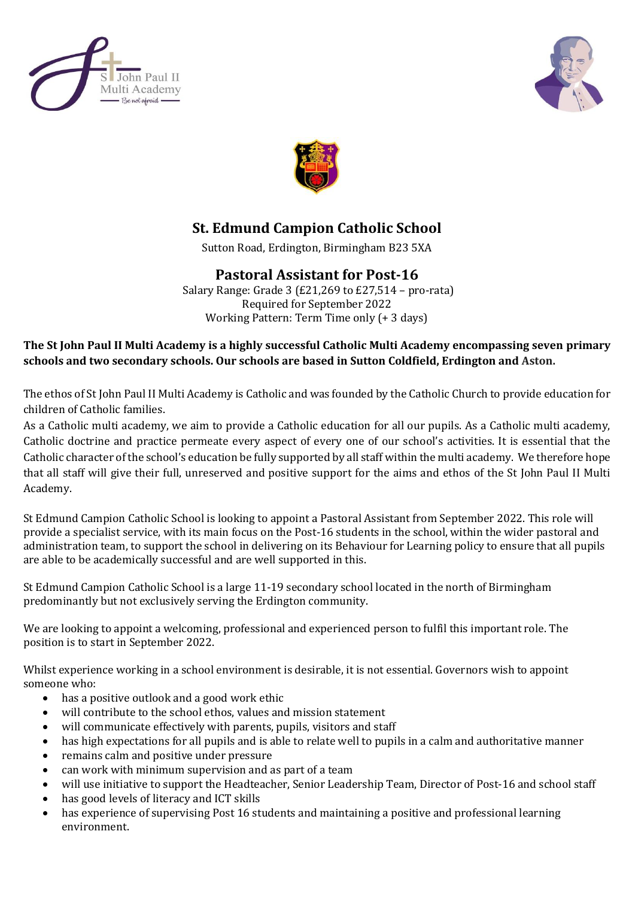# St. Edmund Campion Catholic School

Sutton Road, Erdington, Birmingham B23 5XA

## Pastoral Assistant for Post-16

Salary Range: Grade 3 (£21,269 to £27,514 – pro-rata)
Required for September 2022
Working Pattern: Term Time only (+ 3 days)

**The St John Paul II Multi Academy is a highly successful Catholic Multi Academy encompassing seven primary schools and two secondary schools. Our schools are based in Sutton Coldfield, Erdington and Aston.**

The ethos of St John Paul II Multi Academy is Catholic and was founded by the Catholic Church to provide education for children of Catholic families.
As a Catholic multi academy, we aim to provide a Catholic education for all our pupils. As a Catholic multi academy, Catholic doctrine and practice permeate every aspect of every one of our school's activities. It is essential that the Catholic character of the school's education be fully supported by all staff within the multi academy. We therefore hope that all staff will give their full, unreserved and positive support for the aims and ethos of the St John Paul II Multi Academy.

St Edmund Campion Catholic School is looking to appoint a Pastoral Assistant from September 2022. This role will provide a specialist service, with its main focus on the Post-16 students in the school, within the wider pastoral and administration team, to support the school in delivering on its Behaviour for Learning policy to ensure that all pupils are able to be academically successful and are well supported in this.

St Edmund Campion Catholic School is a large 11-19 secondary school located in the north of Birmingham predominantly but not exclusively serving the Erdington community.

We are looking to appoint a welcoming, professional and experienced person to fulfil this important role. The position is to start in September 2022.

Whilst experience working in a school environment is desirable, it is not essential. Governors wish to appoint someone who:

- has a positive outlook and a good work ethic
- will contribute to the school ethos, values and mission statement
- will communicate effectively with parents, pupils, visitors and staff
- has high expectations for all pupils and is able to relate well to pupils in a calm and authoritative manner
- remains calm and positive under pressure
- can work with minimum supervision and as part of a team
- will use initiative to support the Headteacher, Senior Leadership Team, Director of Post-16 and school staff
- has good levels of literacy and ICT skills
- has experience of supervising Post 16 students and maintaining a positive and professional learning environment.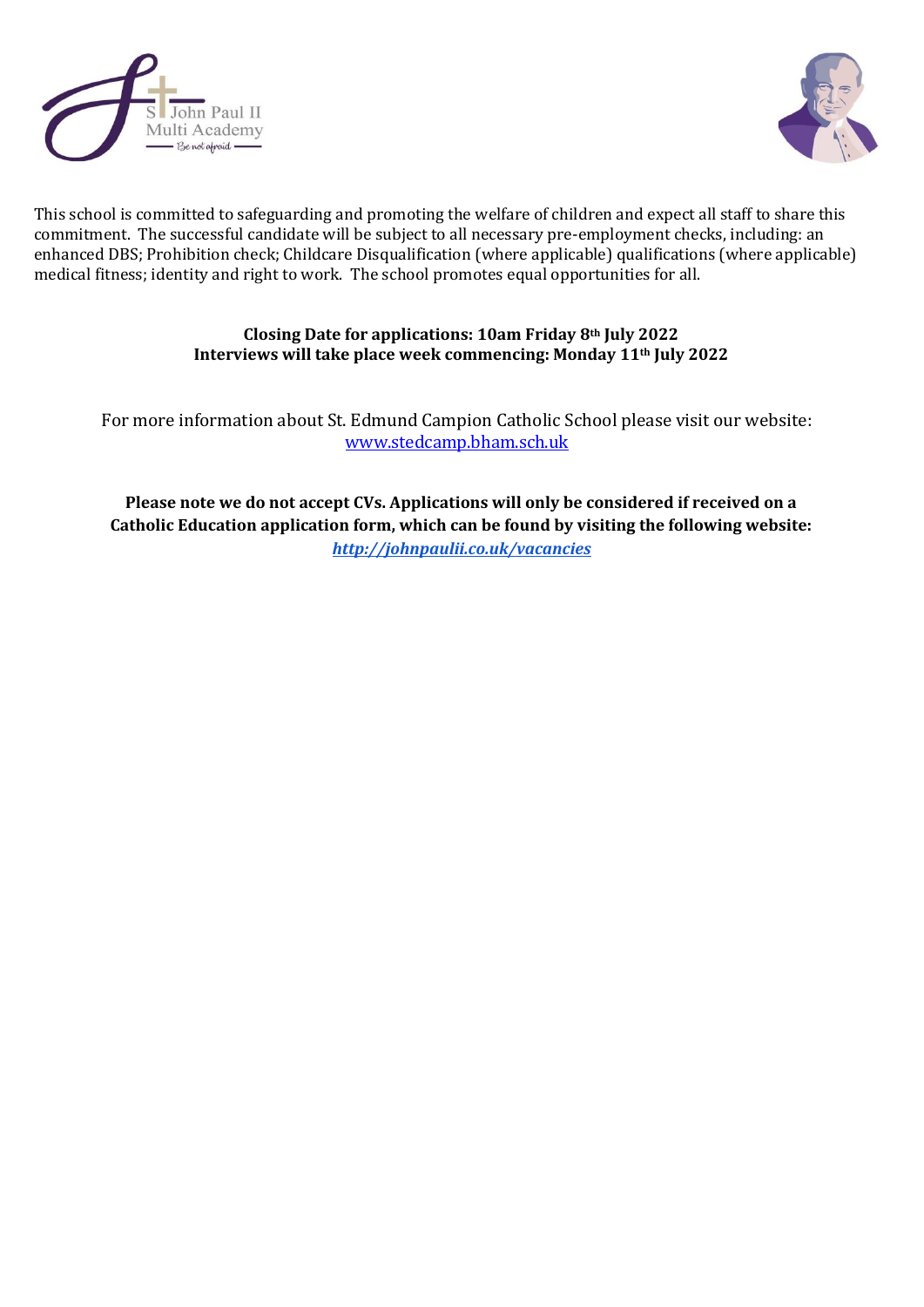This school is committed to safeguarding and promoting the welfare of children and expect all staff to share this commitment. The successful candidate will be subject to all necessary pre-employment checks, including: an enhanced DBS; Prohibition check; Childcare Disqualification (where applicable) qualifications (where applicable) medical fitness; identity and right to work. The school promotes equal opportunities for all.

**Closing Date for applications: 10am Friday 8th July 2022**
**Interviews will take place week commencing: Monday 11th July 2022**

For more information about St. Edmund Campion Catholic School please visit our website: [www.stedcamp.bham.sch.uk](www.stedcamp.bham.sch.uk)

**Please note we do not accept CVs. Applications will only be considered if received on a Catholic Education application form, which can be found by visiting the following website:** ***[http://johnpaulii.co.uk/vacancies](http://johnpaulii.co.uk/vacancies)***